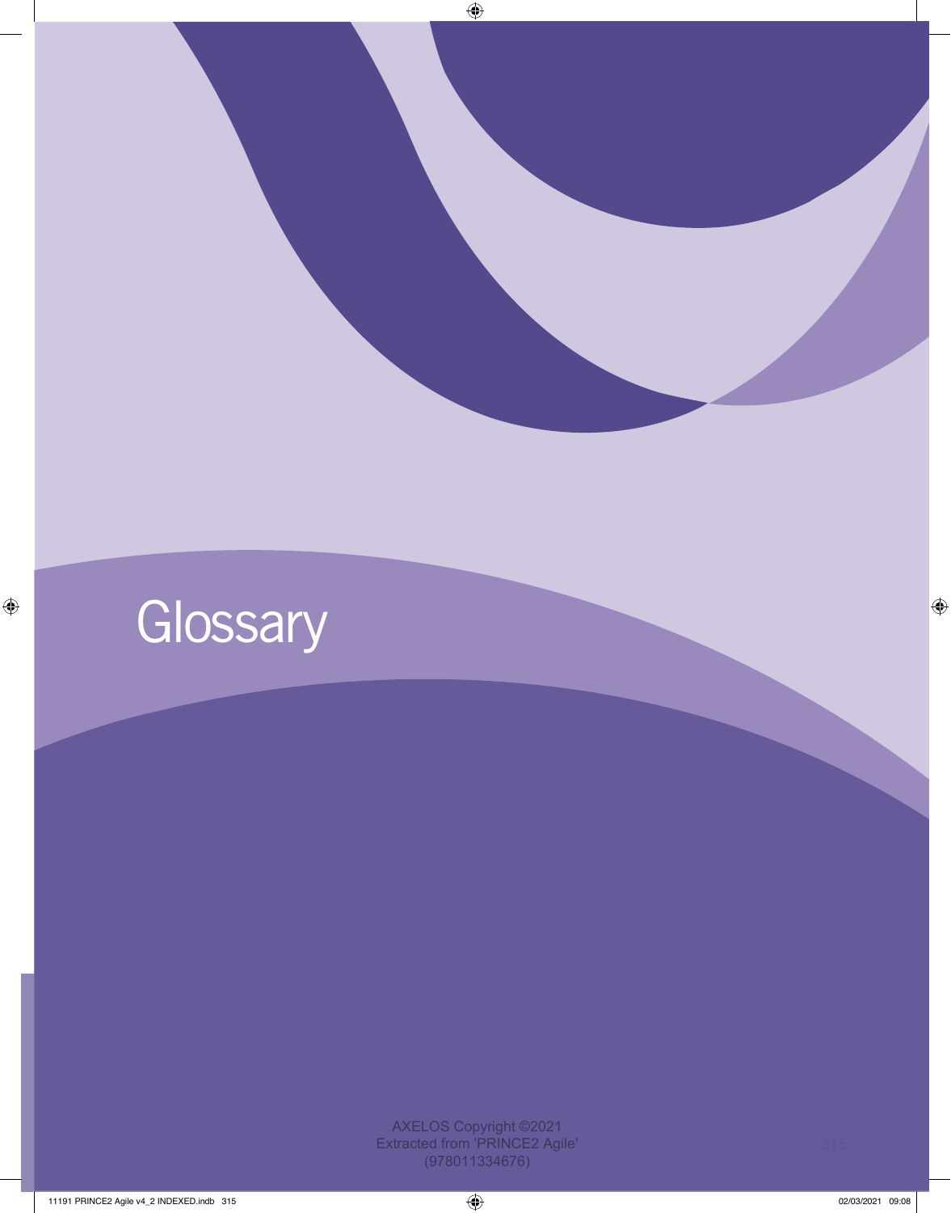# Glossary

AXELOS Copyright ©2021
Extracted from 'PRINCE2 Agile'
(978011334676)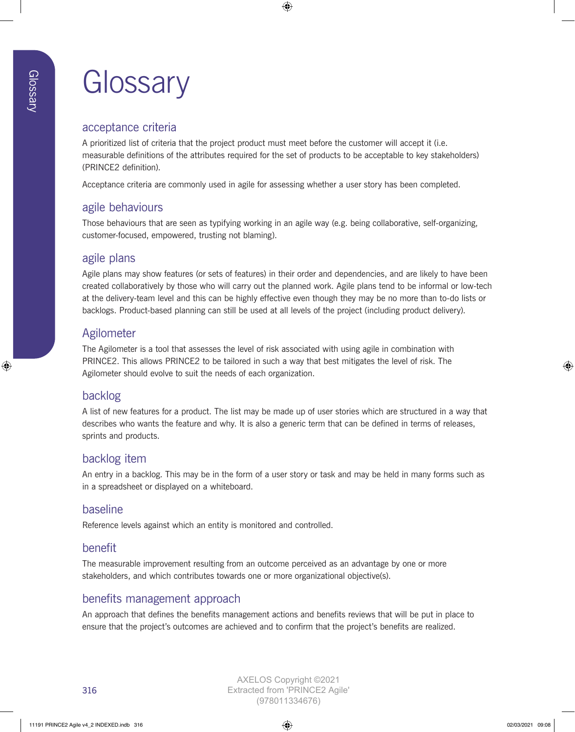# Glossary

## acceptance criteria

A prioritized list of criteria that the project product must meet before the customer will accept it (i.e. measurable definitions of the attributes required for the set of products to be acceptable to key stakeholders) (PRINCE2 definition).

Acceptance criteria are commonly used in agile for assessing whether a user story has been completed.

## agile behaviours

Those behaviours that are seen as typifying working in an agile way (e.g. being collaborative, self-organizing, customer-focused, empowered, trusting not blaming).

## agile plans

Agile plans may show features (or sets of features) in their order and dependencies, and are likely to have been created collaboratively by those who will carry out the planned work. Agile plans tend to be informal or low-tech at the delivery-team level and this can be highly effective even though they may be no more than to-do lists or backlogs. Product-based planning can still be used at all levels of the project (including product delivery).

## Agilometer

The Agilometer is a tool that assesses the level of risk associated with using agile in combination with PRINCE2. This allows PRINCE2 to be tailored in such a way that best mitigates the level of risk. The Agilometer should evolve to suit the needs of each organization.

## backlog

A list of new features for a product. The list may be made up of user stories which are structured in a way that describes who wants the feature and why. It is also a generic term that can be defined in terms of releases, sprints and products.

## backlog item

An entry in a backlog. This may be in the form of a user story or task and may be held in many forms such as in a spreadsheet or displayed on a whiteboard.

## baseline

Reference levels against which an entity is monitored and controlled.

## benefit

The measurable improvement resulting from an outcome perceived as an advantage by one or more stakeholders, and which contributes towards one or more organizational objective(s).

## benefits management approach

An approach that defines the benefits management actions and benefits reviews that will be put in place to ensure that the project's outcomes are achieved and to confirm that the project's benefits are realized.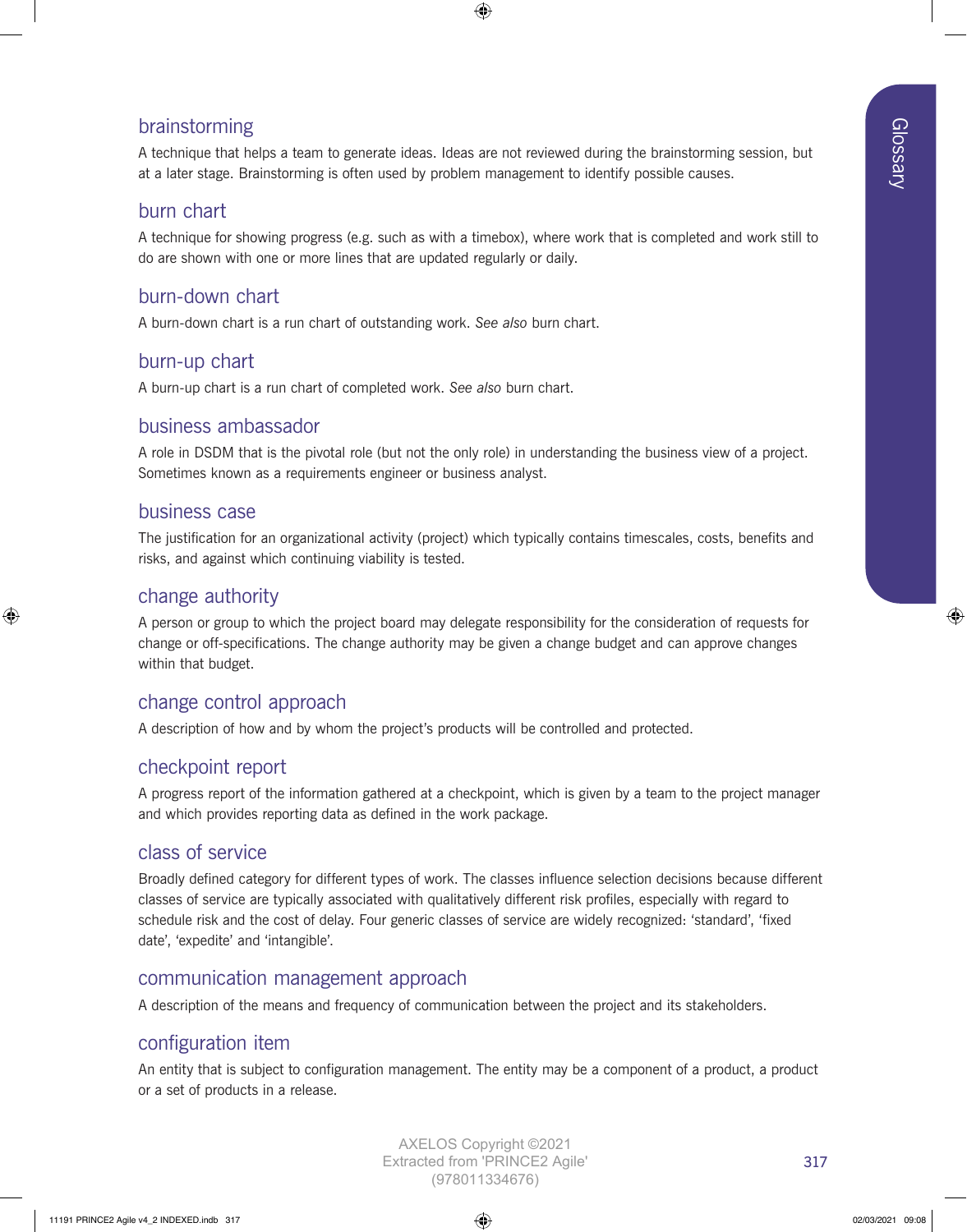## brainstorming

A technique that helps a team to generate ideas. Ideas are not reviewed during the brainstorming session, but at a later stage. Brainstorming is often used by problem management to identify possible causes.

## burn chart

A technique for showing progress (e.g. such as with a timebox), where work that is completed and work still to do are shown with one or more lines that are updated regularly or daily.

## burn-down chart

A burn-down chart is a run chart of outstanding work. *See also* burn chart.

## burn-up chart

A burn-up chart is a run chart of completed work. *See also* burn chart.

## business ambassador

A role in DSDM that is the pivotal role (but not the only role) in understanding the business view of a project. Sometimes known as a requirements engineer or business analyst.

## business case

The justification for an organizational activity (project) which typically contains timescales, costs, benefits and risks, and against which continuing viability is tested.

## change authority

A person or group to which the project board may delegate responsibility for the consideration of requests for change or off-specifications. The change authority may be given a change budget and can approve changes within that budget.

## change control approach

A description of how and by whom the project's products will be controlled and protected.

## checkpoint report

A progress report of the information gathered at a checkpoint, which is given by a team to the project manager and which provides reporting data as defined in the work package.

## class of service

Broadly defined category for different types of work. The classes influence selection decisions because different classes of service are typically associated with qualitatively different risk profiles, especially with regard to schedule risk and the cost of delay. Four generic classes of service are widely recognized: 'standard', 'fixed date', 'expedite' and 'intangible'.

## communication management approach

A description of the means and frequency of communication between the project and its stakeholders.

## configuration item

An entity that is subject to configuration management. The entity may be a component of a product, a product or a set of products in a release.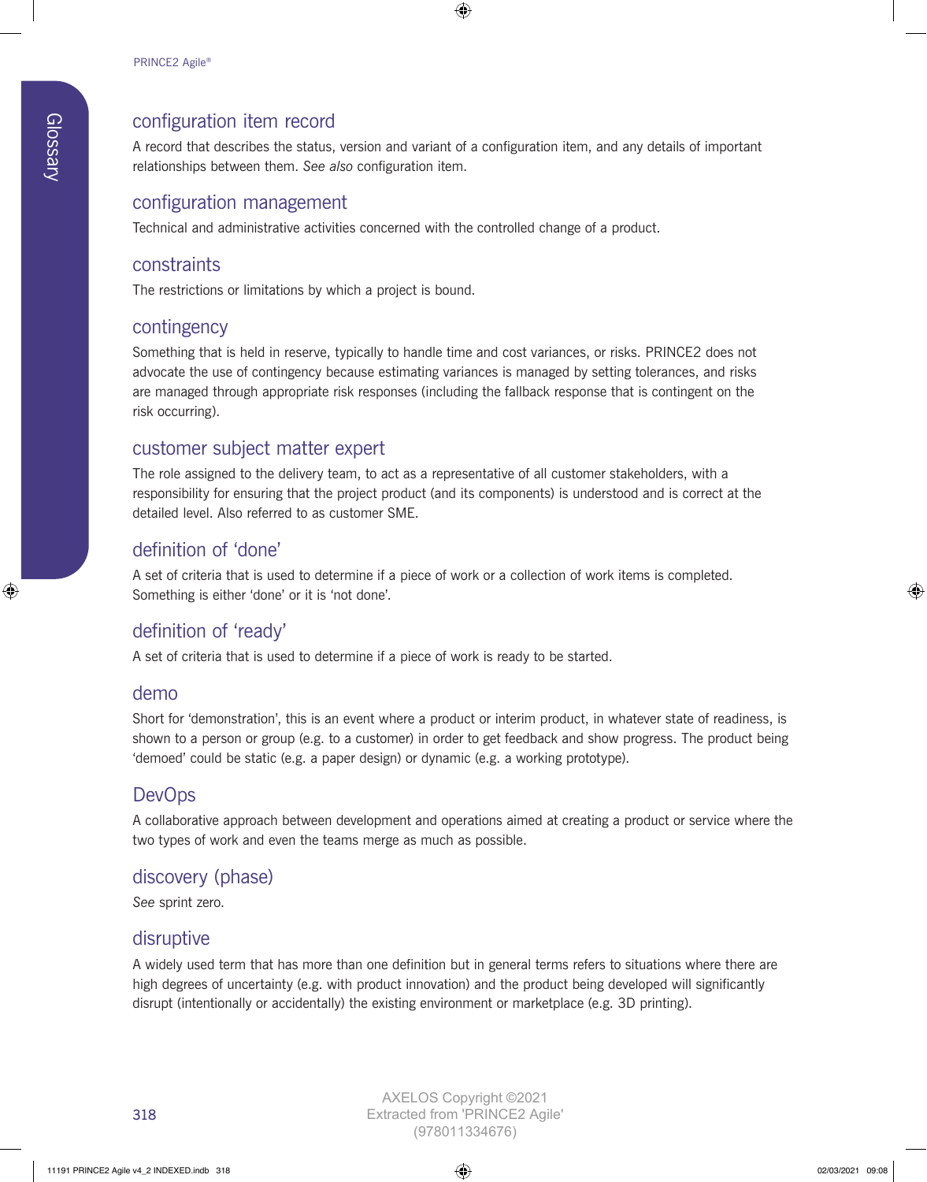## configuration item record

A record that describes the status, version and variant of a configuration item, and any details of important relationships between them. *See also* configuration item.

## configuration management

Technical and administrative activities concerned with the controlled change of a product.

## constraints

The restrictions or limitations by which a project is bound.

## contingency

Something that is held in reserve, typically to handle time and cost variances, or risks. PRINCE2 does not advocate the use of contingency because estimating variances is managed by setting tolerances, and risks are managed through appropriate risk responses (including the fallback response that is contingent on the risk occurring).

## customer subject matter expert

The role assigned to the delivery team, to act as a representative of all customer stakeholders, with a responsibility for ensuring that the project product (and its components) is understood and is correct at the detailed level. Also referred to as customer SME.

## definition of 'done'

A set of criteria that is used to determine if a piece of work or a collection of work items is completed. Something is either 'done' or it is 'not done'.

## definition of 'ready'

A set of criteria that is used to determine if a piece of work is ready to be started.

## demo

Short for 'demonstration', this is an event where a product or interim product, in whatever state of readiness, is shown to a person or group (e.g. to a customer) in order to get feedback and show progress. The product being 'demoed' could be static (e.g. a paper design) or dynamic (e.g. a working prototype).

## DevOps

A collaborative approach between development and operations aimed at creating a product or service where the two types of work and even the teams merge as much as possible.

## discovery (phase)

*See* sprint zero.

## disruptive

A widely used term that has more than one definition but in general terms refers to situations where there are high degrees of uncertainty (e.g. with product innovation) and the product being developed will significantly disrupt (intentionally or accidentally) the existing environment or marketplace (e.g. 3D printing).

AXELOS Copyright ©2021
Extracted from 'PRINCE2 Agile'
(978011334676)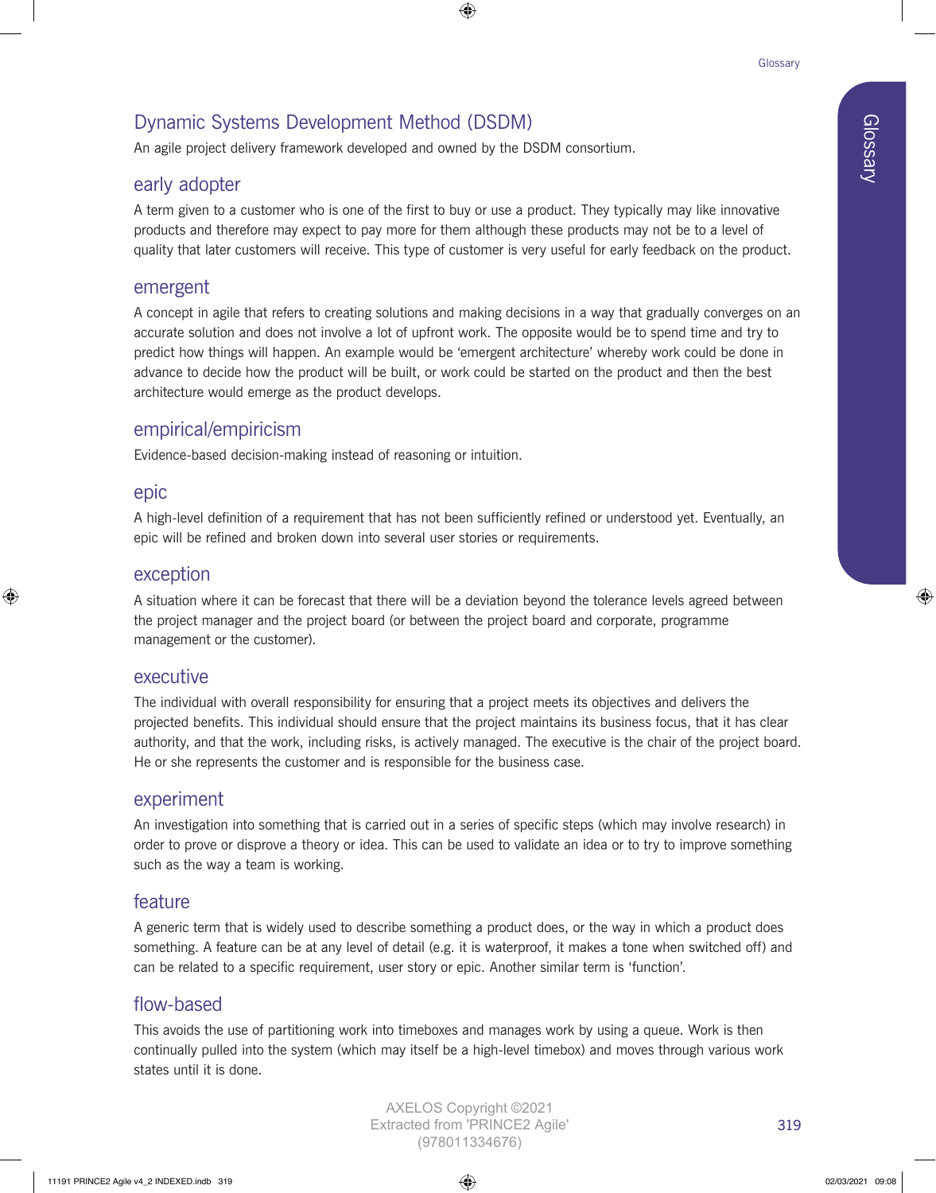## Dynamic Systems Development Method (DSDM)

An agile project delivery framework developed and owned by the DSDM consortium.

## early adopter

A term given to a customer who is one of the first to buy or use a product. They typically may like innovative products and therefore may expect to pay more for them although these products may not be to a level of quality that later customers will receive. This type of customer is very useful for early feedback on the product.

## emergent

A concept in agile that refers to creating solutions and making decisions in a way that gradually converges on an accurate solution and does not involve a lot of upfront work. The opposite would be to spend time and try to predict how things will happen. An example would be 'emergent architecture' whereby work could be done in advance to decide how the product will be built, or work could be started on the product and then the best architecture would emerge as the product develops.

## empirical/empiricism

Evidence-based decision-making instead of reasoning or intuition.

## epic

A high-level definition of a requirement that has not been sufficiently refined or understood yet. Eventually, an epic will be refined and broken down into several user stories or requirements.

## exception

A situation where it can be forecast that there will be a deviation beyond the tolerance levels agreed between the project manager and the project board (or between the project board and corporate, programme management or the customer).

## executive

The individual with overall responsibility for ensuring that a project meets its objectives and delivers the projected benefits. This individual should ensure that the project maintains its business focus, that it has clear authority, and that the work, including risks, is actively managed. The executive is the chair of the project board. He or she represents the customer and is responsible for the business case.

## experiment

An investigation into something that is carried out in a series of specific steps (which may involve research) in order to prove or disprove a theory or idea. This can be used to validate an idea or to try to improve something such as the way a team is working.

## feature

A generic term that is widely used to describe something a product does, or the way in which a product does something. A feature can be at any level of detail (e.g. it is waterproof, it makes a tone when switched off) and can be related to a specific requirement, user story or epic. Another similar term is 'function'.

## flow-based

This avoids the use of partitioning work into timeboxes and manages work by using a queue. Work is then continually pulled into the system (which may itself be a high-level timebox) and moves through various work states until it is done.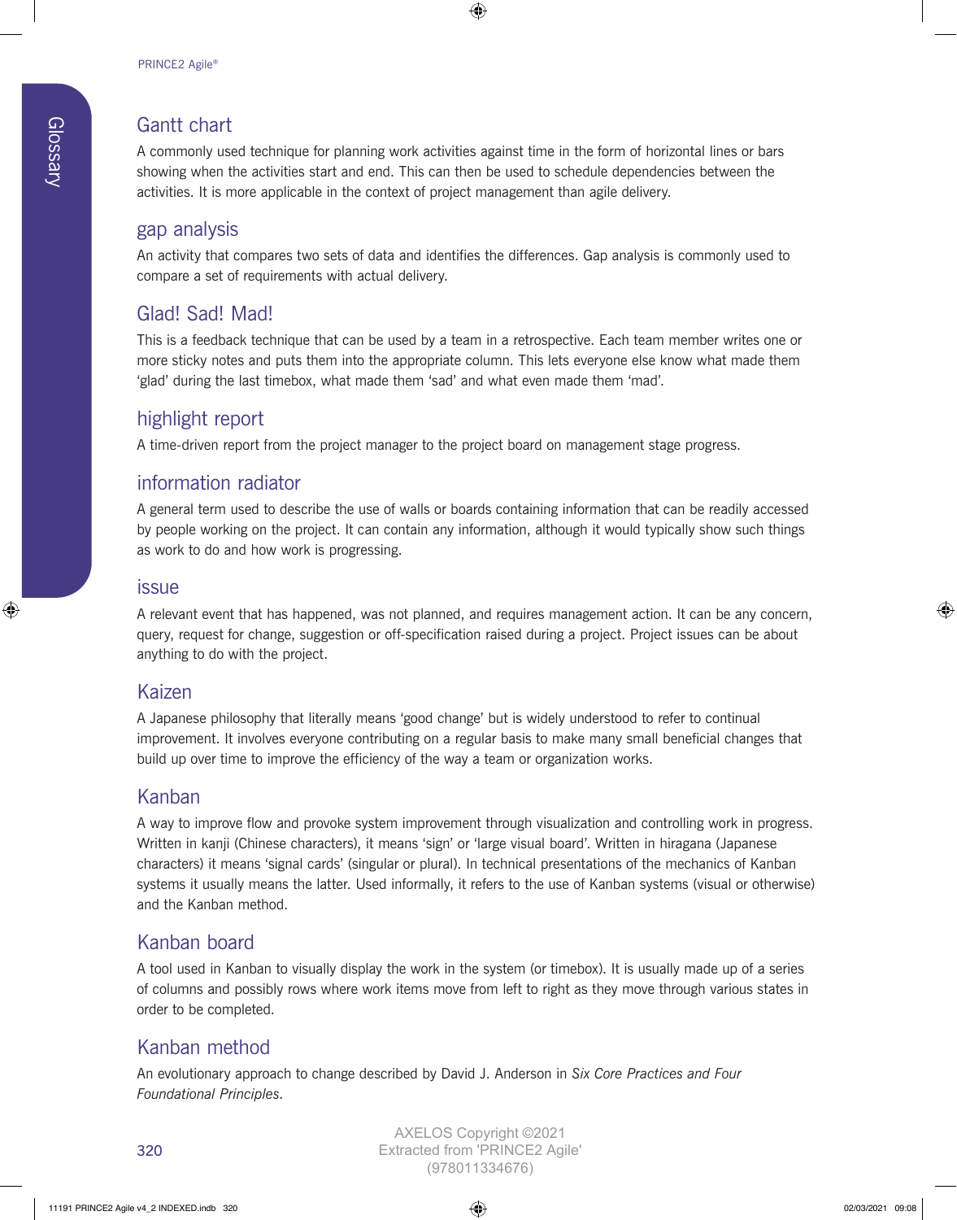## Gantt chart

A commonly used technique for planning work activities against time in the form of horizontal lines or bars showing when the activities start and end. This can then be used to schedule dependencies between the activities. It is more applicable in the context of project management than agile delivery.

## gap analysis

An activity that compares two sets of data and identifies the differences. Gap analysis is commonly used to compare a set of requirements with actual delivery.

## Glad! Sad! Mad!

This is a feedback technique that can be used by a team in a retrospective. Each team member writes one or more sticky notes and puts them into the appropriate column. This lets everyone else know what made them 'glad' during the last timebox, what made them 'sad' and what even made them 'mad'.

## highlight report

A time-driven report from the project manager to the project board on management stage progress.

## information radiator

A general term used to describe the use of walls or boards containing information that can be readily accessed by people working on the project. It can contain any information, although it would typically show such things as work to do and how work is progressing.

## issue

A relevant event that has happened, was not planned, and requires management action. It can be any concern, query, request for change, suggestion or off-specification raised during a project. Project issues can be about anything to do with the project.

## Kaizen

A Japanese philosophy that literally means 'good change' but is widely understood to refer to continual improvement. It involves everyone contributing on a regular basis to make many small beneficial changes that build up over time to improve the efficiency of the way a team or organization works.

## Kanban

A way to improve flow and provoke system improvement through visualization and controlling work in progress. Written in kanji (Chinese characters), it means 'sign' or 'large visual board'. Written in hiragana (Japanese characters) it means 'signal cards' (singular or plural). In technical presentations of the mechanics of Kanban systems it usually means the latter. Used informally, it refers to the use of Kanban systems (visual or otherwise) and the Kanban method.

## Kanban board

A tool used in Kanban to visually display the work in the system (or timebox). It is usually made up of a series of columns and possibly rows where work items move from left to right as they move through various states in order to be completed.

## Kanban method

An evolutionary approach to change described by David J. Anderson in *Six Core Practices and Four Foundational Principles*.

AXELOS Copyright ©2021
Extracted from 'PRINCE2 Agile'
(978011334676)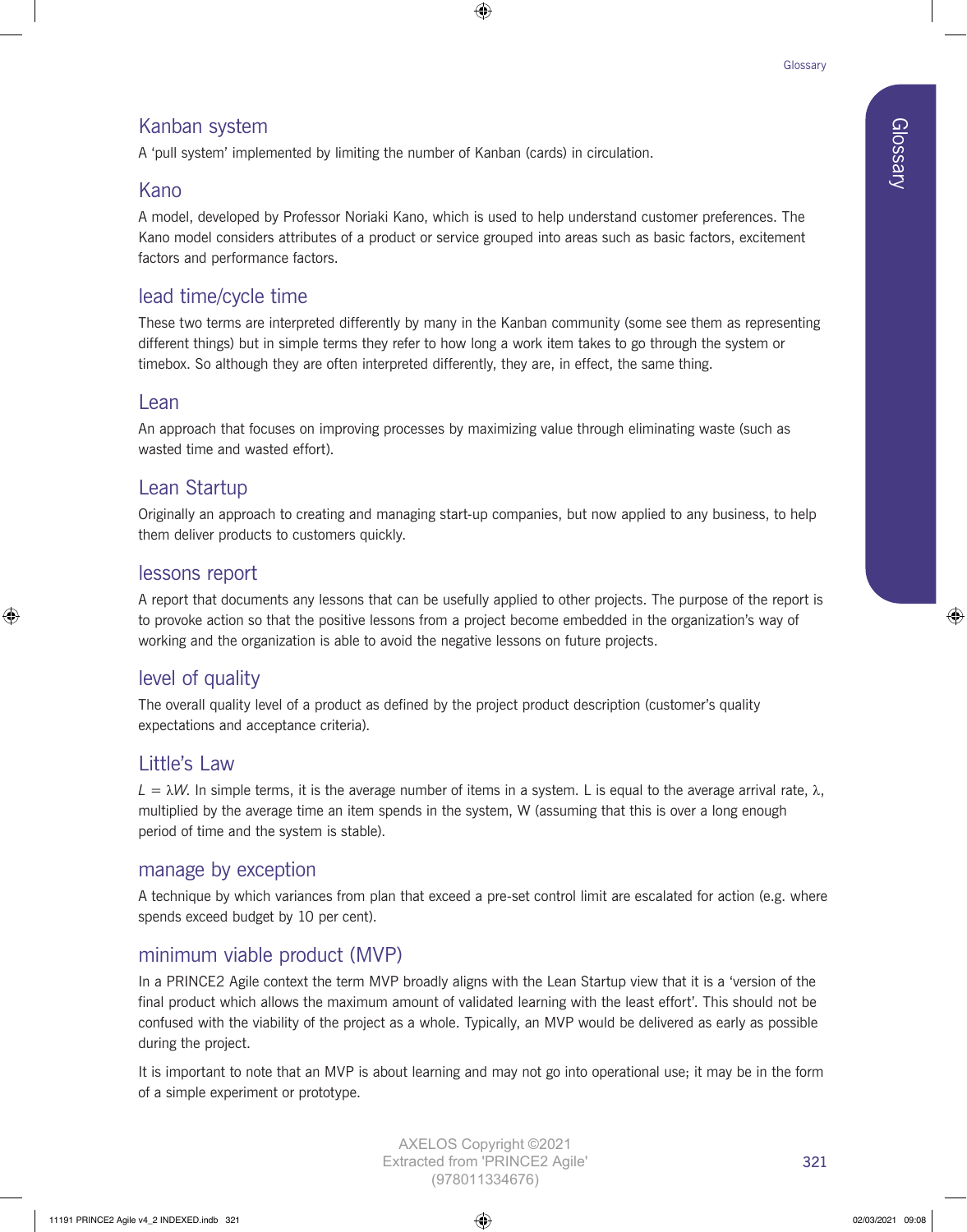## Kanban system

A 'pull system' implemented by limiting the number of Kanban (cards) in circulation.

## Kano

A model, developed by Professor Noriaki Kano, which is used to help understand customer preferences. The Kano model considers attributes of a product or service grouped into areas such as basic factors, excitement factors and performance factors.

## lead time/cycle time

These two terms are interpreted differently by many in the Kanban community (some see them as representing different things) but in simple terms they refer to how long a work item takes to go through the system or timebox. So although they are often interpreted differently, they are, in effect, the same thing.

## Lean

An approach that focuses on improving processes by maximizing value through eliminating waste (such as wasted time and wasted effort).

## Lean Startup

Originally an approach to creating and managing start-up companies, but now applied to any business, to help them deliver products to customers quickly.

## lessons report

A report that documents any lessons that can be usefully applied to other projects. The purpose of the report is to provoke action so that the positive lessons from a project become embedded in the organization's way of working and the organization is able to avoid the negative lessons on future projects.

## level of quality

The overall quality level of a product as defined by the project product description (customer's quality expectations and acceptance criteria).

## Little's Law

$L = \lambda W$. In simple terms, it is the average number of items in a system. L is equal to the average arrival rate, $\lambda$, multiplied by the average time an item spends in the system, W (assuming that this is over a long enough period of time and the system is stable).

## manage by exception

A technique by which variances from plan that exceed a pre-set control limit are escalated for action (e.g. where spends exceed budget by 10 per cent).

## minimum viable product (MVP)

In a PRINCE2 Agile context the term MVP broadly aligns with the Lean Startup view that it is a 'version of the final product which allows the maximum amount of validated learning with the least effort'. This should not be confused with the viability of the project as a whole. Typically, an MVP would be delivered as early as possible during the project.

It is important to note that an MVP is about learning and may not go into operational use; it may be in the form of a simple experiment or prototype.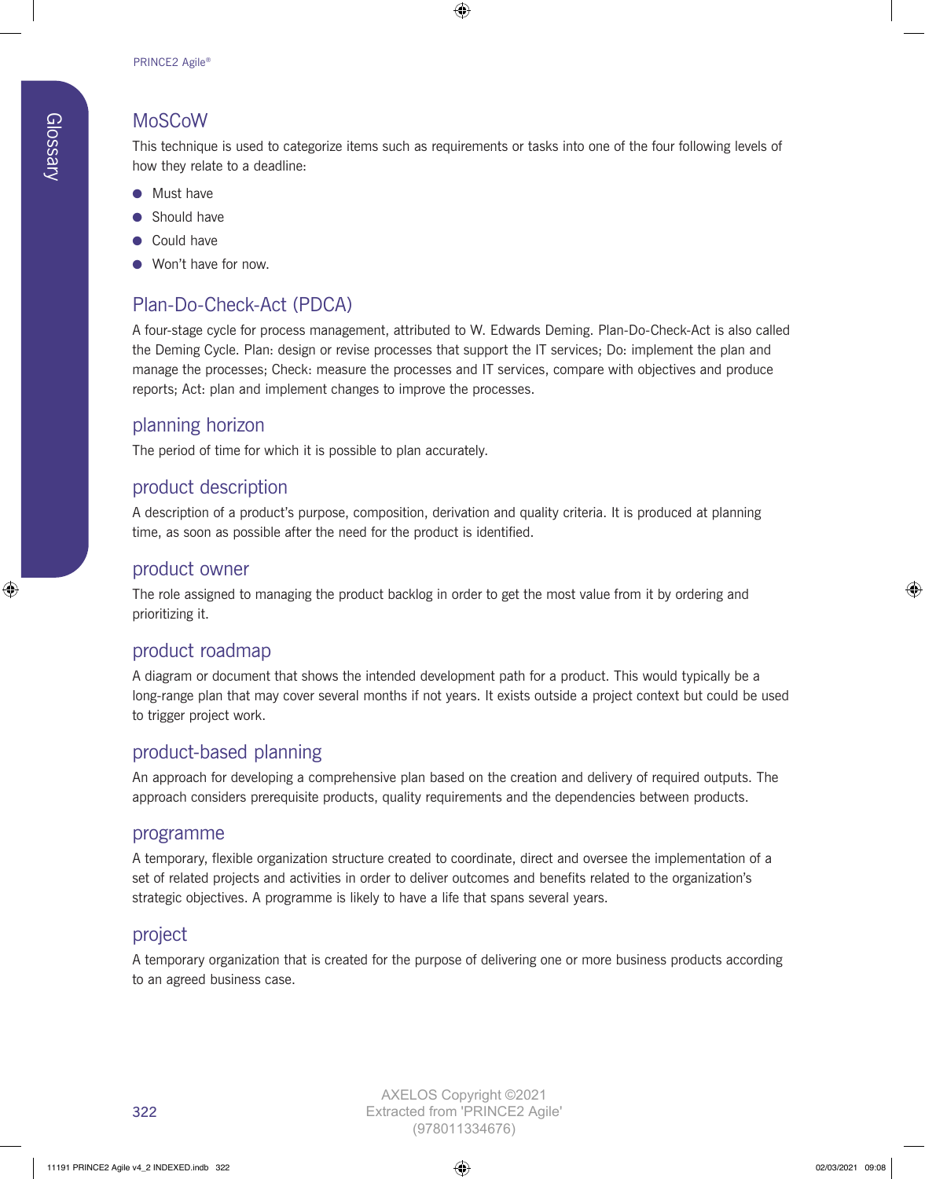## MoSCoW

This technique is used to categorize items such as requirements or tasks into one of the four following levels of how they relate to a deadline:

- Must have
- Should have
- Could have
- Won't have for now.

## Plan-Do-Check-Act (PDCA)

A four-stage cycle for process management, attributed to W. Edwards Deming. Plan-Do-Check-Act is also called the Deming Cycle. Plan: design or revise processes that support the IT services; Do: implement the plan and manage the processes; Check: measure the processes and IT services, compare with objectives and produce reports; Act: plan and implement changes to improve the processes.

## planning horizon

The period of time for which it is possible to plan accurately.

## product description

A description of a product's purpose, composition, derivation and quality criteria. It is produced at planning time, as soon as possible after the need for the product is identified.

## product owner

The role assigned to managing the product backlog in order to get the most value from it by ordering and prioritizing it.

## product roadmap

A diagram or document that shows the intended development path for a product. This would typically be a long-range plan that may cover several months if not years. It exists outside a project context but could be used to trigger project work.

## product-based planning

An approach for developing a comprehensive plan based on the creation and delivery of required outputs. The approach considers prerequisite products, quality requirements and the dependencies between products.

## programme

A temporary, flexible organization structure created to coordinate, direct and oversee the implementation of a set of related projects and activities in order to deliver outcomes and benefits related to the organization's strategic objectives. A programme is likely to have a life that spans several years.

## project

A temporary organization that is created for the purpose of delivering one or more business products according to an agreed business case.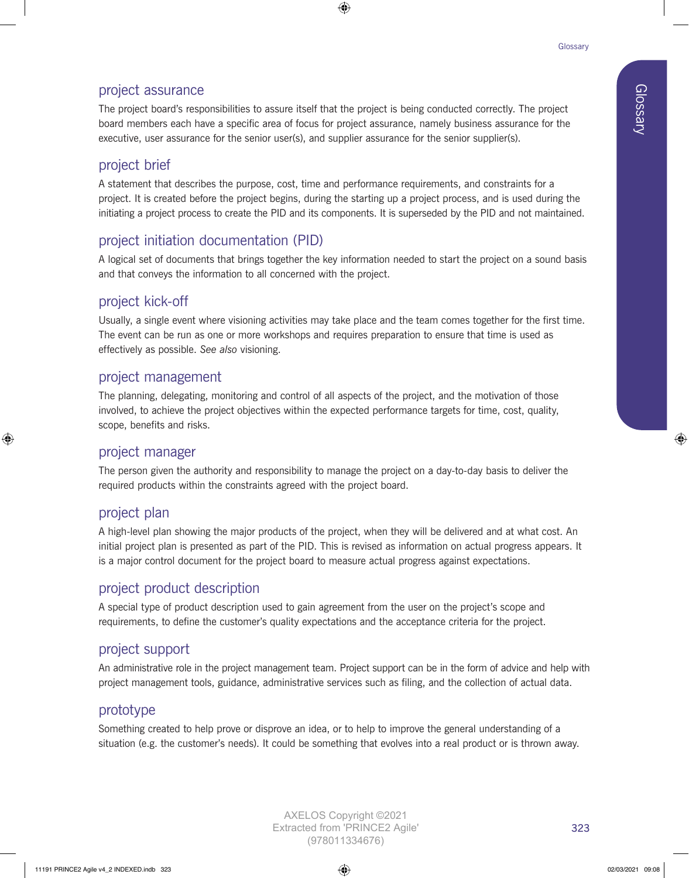## project assurance

The project board's responsibilities to assure itself that the project is being conducted correctly. The project board members each have a specific area of focus for project assurance, namely business assurance for the executive, user assurance for the senior user(s), and supplier assurance for the senior supplier(s).

## project brief

A statement that describes the purpose, cost, time and performance requirements, and constraints for a project. It is created before the project begins, during the starting up a project process, and is used during the initiating a project process to create the PID and its components. It is superseded by the PID and not maintained.

## project initiation documentation (PID)

A logical set of documents that brings together the key information needed to start the project on a sound basis and that conveys the information to all concerned with the project.

## project kick-off

Usually, a single event where visioning activities may take place and the team comes together for the first time. The event can be run as one or more workshops and requires preparation to ensure that time is used as effectively as possible. *See also* visioning.

## project management

The planning, delegating, monitoring and control of all aspects of the project, and the motivation of those involved, to achieve the project objectives within the expected performance targets for time, cost, quality, scope, benefits and risks.

## project manager

The person given the authority and responsibility to manage the project on a day-to-day basis to deliver the required products within the constraints agreed with the project board.

## project plan

A high-level plan showing the major products of the project, when they will be delivered and at what cost. An initial project plan is presented as part of the PID. This is revised as information on actual progress appears. It is a major control document for the project board to measure actual progress against expectations.

## project product description

A special type of product description used to gain agreement from the user on the project's scope and requirements, to define the customer's quality expectations and the acceptance criteria for the project.

## project support

An administrative role in the project management team. Project support can be in the form of advice and help with project management tools, guidance, administrative services such as filing, and the collection of actual data.

## prototype

Something created to help prove or disprove an idea, or to help to improve the general understanding of a situation (e.g. the customer's needs). It could be something that evolves into a real product or is thrown away.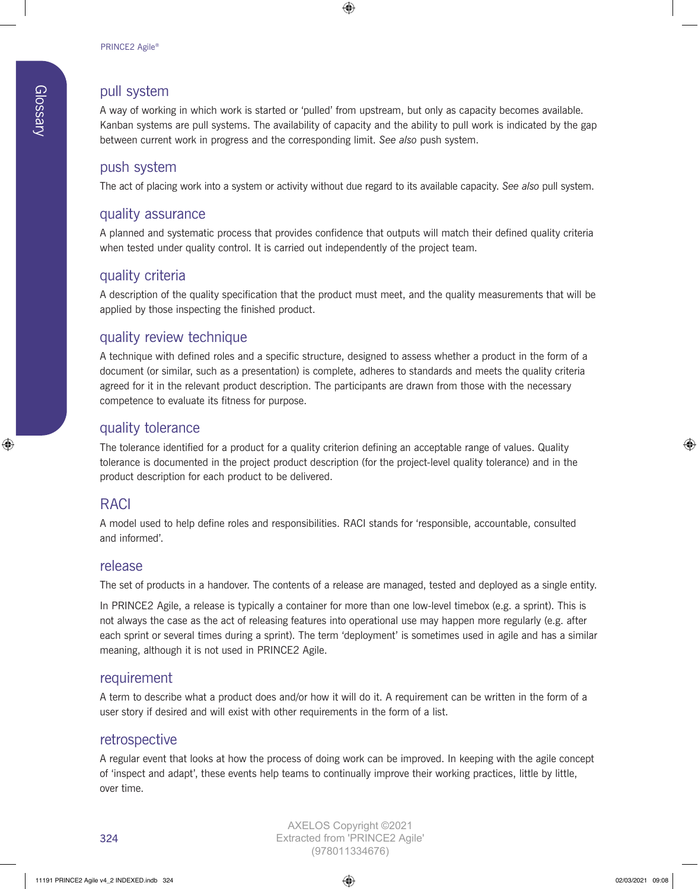## pull system

A way of working in which work is started or 'pulled' from upstream, but only as capacity becomes available. Kanban systems are pull systems. The availability of capacity and the ability to pull work is indicated by the gap between current work in progress and the corresponding limit. *See also* push system.

## push system

The act of placing work into a system or activity without due regard to its available capacity. *See also* pull system.

## quality assurance

A planned and systematic process that provides confidence that outputs will match their defined quality criteria when tested under quality control. It is carried out independently of the project team.

## quality criteria

A description of the quality specification that the product must meet, and the quality measurements that will be applied by those inspecting the finished product.

## quality review technique

A technique with defined roles and a specific structure, designed to assess whether a product in the form of a document (or similar, such as a presentation) is complete, adheres to standards and meets the quality criteria agreed for it in the relevant product description. The participants are drawn from those with the necessary competence to evaluate its fitness for purpose.

## quality tolerance

The tolerance identified for a product for a quality criterion defining an acceptable range of values. Quality tolerance is documented in the project product description (for the project-level quality tolerance) and in the product description for each product to be delivered.

## RACI

A model used to help define roles and responsibilities. RACI stands for 'responsible, accountable, consulted and informed'.

## release

The set of products in a handover. The contents of a release are managed, tested and deployed as a single entity.

In PRINCE2 Agile, a release is typically a container for more than one low-level timebox (e.g. a sprint). This is not always the case as the act of releasing features into operational use may happen more regularly (e.g. after each sprint or several times during a sprint). The term 'deployment' is sometimes used in agile and has a similar meaning, although it is not used in PRINCE2 Agile.

## requirement

A term to describe what a product does and/or how it will do it. A requirement can be written in the form of a user story if desired and will exist with other requirements in the form of a list.

## retrospective

A regular event that looks at how the process of doing work can be improved. In keeping with the agile concept of 'inspect and adapt', these events help teams to continually improve their working practices, little by little, over time.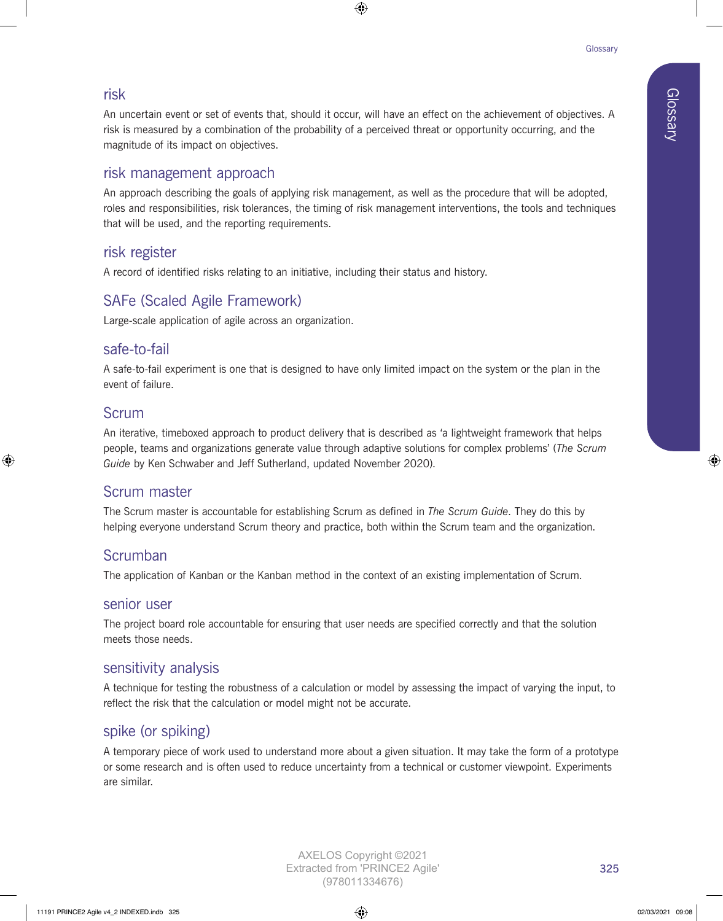## risk

An uncertain event or set of events that, should it occur, will have an effect on the achievement of objectives. A risk is measured by a combination of the probability of a perceived threat or opportunity occurring, and the magnitude of its impact on objectives.

## risk management approach

An approach describing the goals of applying risk management, as well as the procedure that will be adopted, roles and responsibilities, risk tolerances, the timing of risk management interventions, the tools and techniques that will be used, and the reporting requirements.

## risk register

A record of identified risks relating to an initiative, including their status and history.

## SAFe (Scaled Agile Framework)

Large-scale application of agile across an organization.

## safe-to-fail

A safe-to-fail experiment is one that is designed to have only limited impact on the system or the plan in the event of failure.

## Scrum

An iterative, timeboxed approach to product delivery that is described as 'a lightweight framework that helps people, teams and organizations generate value through adaptive solutions for complex problems' (*The Scrum Guide* by Ken Schwaber and Jeff Sutherland, updated November 2020).

## Scrum master

The Scrum master is accountable for establishing Scrum as defined in *The Scrum Guide*. They do this by helping everyone understand Scrum theory and practice, both within the Scrum team and the organization.

## Scrumban

The application of Kanban or the Kanban method in the context of an existing implementation of Scrum.

## senior user

The project board role accountable for ensuring that user needs are specified correctly and that the solution meets those needs.

## sensitivity analysis

A technique for testing the robustness of a calculation or model by assessing the impact of varying the input, to reflect the risk that the calculation or model might not be accurate.

## spike (or spiking)

A temporary piece of work used to understand more about a given situation. It may take the form of a prototype or some research and is often used to reduce uncertainty from a technical or customer viewpoint. Experiments are similar.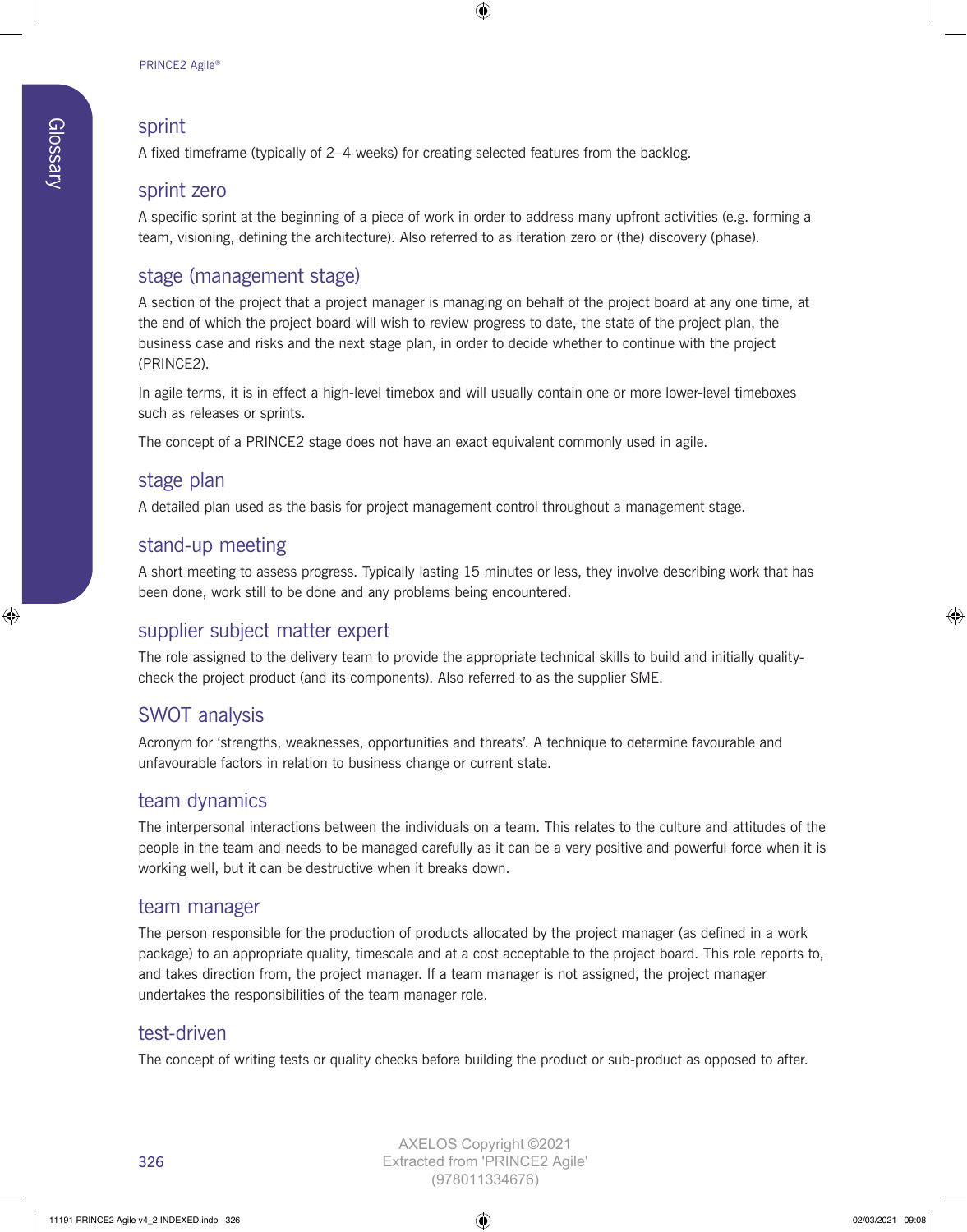## sprint

A fixed timeframe (typically of 2–4 weeks) for creating selected features from the backlog.

## sprint zero

A specific sprint at the beginning of a piece of work in order to address many upfront activities (e.g. forming a team, visioning, defining the architecture). Also referred to as iteration zero or (the) discovery (phase).

## stage (management stage)

A section of the project that a project manager is managing on behalf of the project board at any one time, at the end of which the project board will wish to review progress to date, the state of the project plan, the business case and risks and the next stage plan, in order to decide whether to continue with the project (PRINCE2).

In agile terms, it is in effect a high-level timebox and will usually contain one or more lower-level timeboxes such as releases or sprints.

The concept of a PRINCE2 stage does not have an exact equivalent commonly used in agile.

## stage plan

A detailed plan used as the basis for project management control throughout a management stage.

## stand-up meeting

A short meeting to assess progress. Typically lasting 15 minutes or less, they involve describing work that has been done, work still to be done and any problems being encountered.

## supplier subject matter expert

The role assigned to the delivery team to provide the appropriate technical skills to build and initially quality-check the project product (and its components). Also referred to as the supplier SME.

## SWOT analysis

Acronym for 'strengths, weaknesses, opportunities and threats'. A technique to determine favourable and unfavourable factors in relation to business change or current state.

## team dynamics

The interpersonal interactions between the individuals on a team. This relates to the culture and attitudes of the people in the team and needs to be managed carefully as it can be a very positive and powerful force when it is working well, but it can be destructive when it breaks down.

## team manager

The person responsible for the production of products allocated by the project manager (as defined in a work package) to an appropriate quality, timescale and at a cost acceptable to the project board. This role reports to, and takes direction from, the project manager. If a team manager is not assigned, the project manager undertakes the responsibilities of the team manager role.

## test-driven

The concept of writing tests or quality checks before building the product or sub-product as opposed to after.

AXELOS Copyright ©2021
Extracted from 'PRINCE2 Agile'
(978011334676)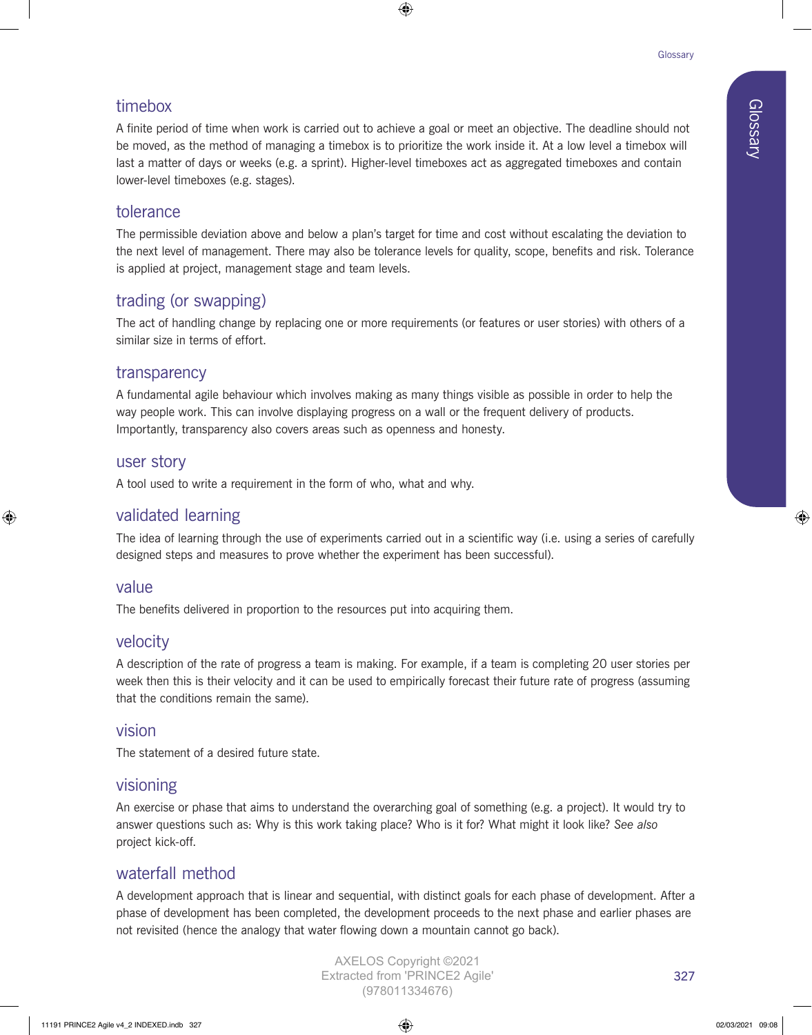## timebox

A finite period of time when work is carried out to achieve a goal or meet an objective. The deadline should not be moved, as the method of managing a timebox is to prioritize the work inside it. At a low level a timebox will last a matter of days or weeks (e.g. a sprint). Higher-level timeboxes act as aggregated timeboxes and contain lower-level timeboxes (e.g. stages).

## tolerance

The permissible deviation above and below a plan's target for time and cost without escalating the deviation to the next level of management. There may also be tolerance levels for quality, scope, benefits and risk. Tolerance is applied at project, management stage and team levels.

## trading (or swapping)

The act of handling change by replacing one or more requirements (or features or user stories) with others of a similar size in terms of effort.

## transparency

A fundamental agile behaviour which involves making as many things visible as possible in order to help the way people work. This can involve displaying progress on a wall or the frequent delivery of products. Importantly, transparency also covers areas such as openness and honesty.

## user story

A tool used to write a requirement in the form of who, what and why.

## validated learning

The idea of learning through the use of experiments carried out in a scientific way (i.e. using a series of carefully designed steps and measures to prove whether the experiment has been successful).

## value

The benefits delivered in proportion to the resources put into acquiring them.

## velocity

A description of the rate of progress a team is making. For example, if a team is completing 20 user stories per week then this is their velocity and it can be used to empirically forecast their future rate of progress (assuming that the conditions remain the same).

## vision

The statement of a desired future state.

## visioning

An exercise or phase that aims to understand the overarching goal of something (e.g. a project). It would try to answer questions such as: Why is this work taking place? Who is it for? What might it look like? *See also* project kick-off.

## waterfall method

A development approach that is linear and sequential, with distinct goals for each phase of development. After a phase of development has been completed, the development proceeds to the next phase and earlier phases are not revisited (hence the analogy that water flowing down a mountain cannot go back).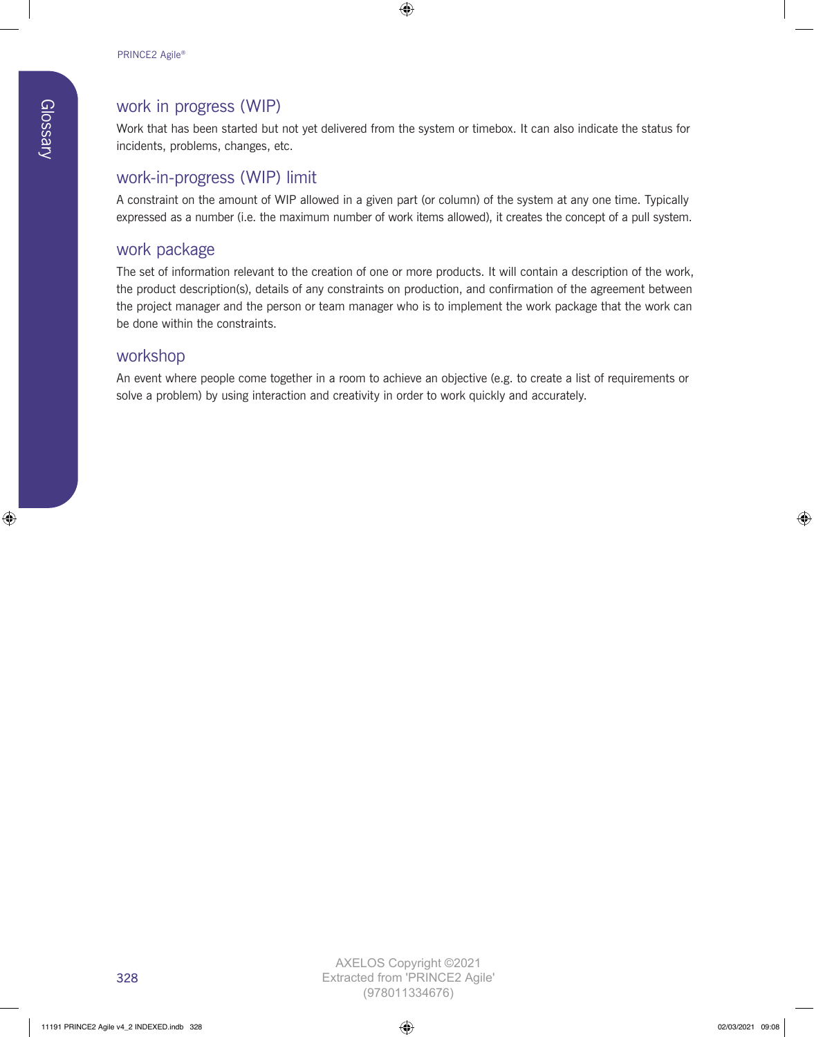## work in progress (WIP)

Work that has been started but not yet delivered from the system or timebox. It can also indicate the status for incidents, problems, changes, etc.

## work-in-progress (WIP) limit

A constraint on the amount of WIP allowed in a given part (or column) of the system at any one time. Typically expressed as a number (i.e. the maximum number of work items allowed), it creates the concept of a pull system.

## work package

The set of information relevant to the creation of one or more products. It will contain a description of the work, the product description(s), details of any constraints on production, and confirmation of the agreement between the project manager and the person or team manager who is to implement the work package that the work can be done within the constraints.

## workshop

An event where people come together in a room to achieve an objective (e.g. to create a list of requirements or solve a problem) by using interaction and creativity in order to work quickly and accurately.